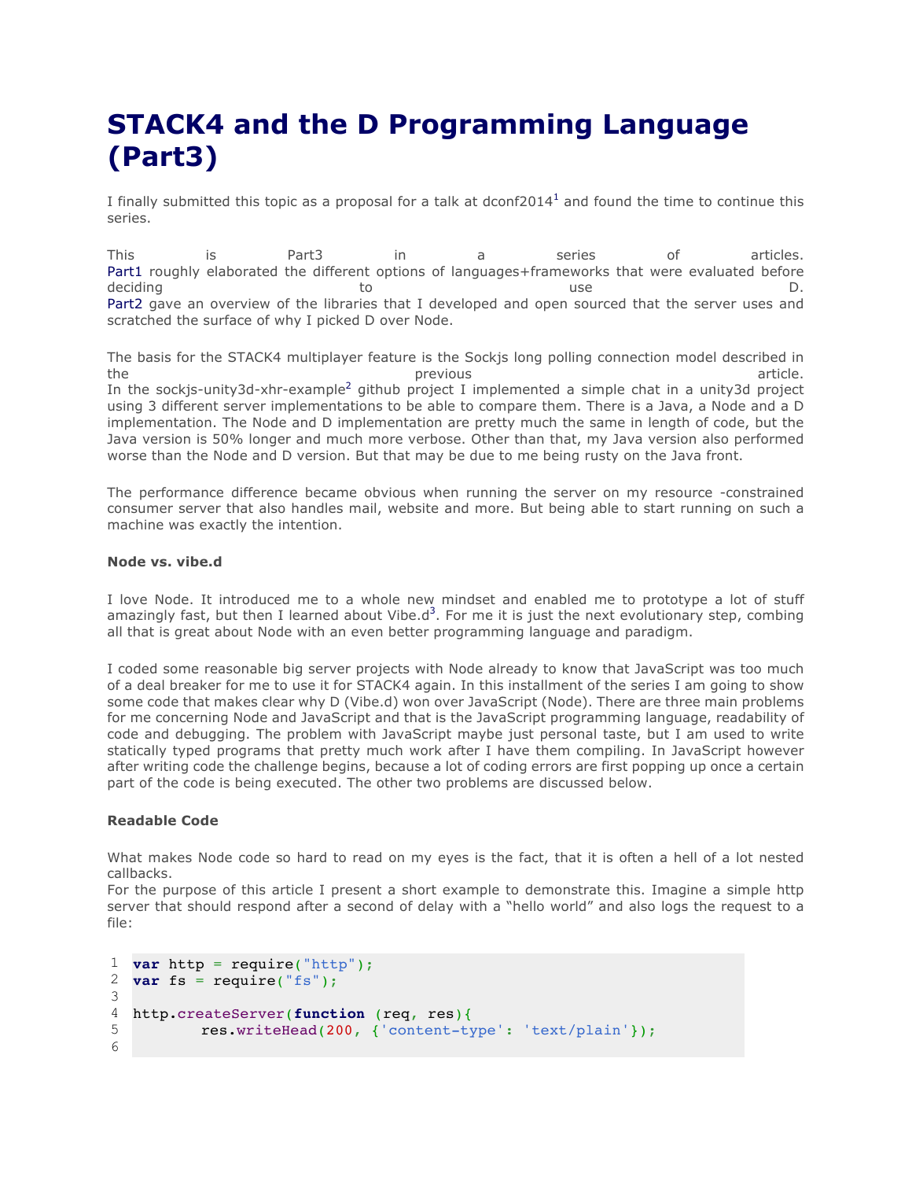# STACK4 and the D Programming Language (Part3)

I finally submitted this topic as a proposal for a talk at dconf2014[1] and found the time to continue this series.

This is Part3 in a series of articles.
Part1 roughly elaborated the different options of languages+frameworks that were evaluated before deciding to use D.
Part2 gave an overview of the libraries that I developed and open sourced that the server uses and scratched the surface of why I picked D over Node.

The basis for the STACK4 multiplayer feature is the Sockjs long polling connection model described in the previous article.
In the sockjs-unity3d-xhr-example[2] github project I implemented a simple chat in a unity3d project using 3 different server implementations to be able to compare them. There is a Java, a Node and a D implementation. The Node and D implementation are pretty much the same in length of code, but the Java version is 50% longer and much more verbose. Other than that, my Java version also performed worse than the Node and D version. But that may be due to me being rusty on the Java front.

The performance difference became obvious when running the server on my resource -constrained consumer server that also handles mail, website and more. But being able to start running on such a machine was exactly the intention.

### Node vs. vibe.d

I love Node. It introduced me to a whole new mindset and enabled me to prototype a lot of stuff amazingly fast, but then I learned about Vibe.d[3]. For me it is just the next evolutionary step, combing all that is great about Node with an even better programming language and paradigm.

I coded some reasonable big server projects with Node already to know that JavaScript was too much of a deal breaker for me to use it for STACK4 again. In this installment of the series I am going to show some code that makes clear why D (Vibe.d) won over JavaScript (Node). There are three main problems for me concerning Node and JavaScript and that is the JavaScript programming language, readability of code and debugging. The problem with JavaScript maybe just personal taste, but I am used to write statically typed programs that pretty much work after I have them compiling. In JavaScript however after writing code the challenge begins, because a lot of coding errors are first popping up once a certain part of the code is being executed. The other two problems are discussed below.

### Readable Code

What makes Node code so hard to read on my eyes is the fact, that it is often a hell of a lot nested callbacks.
For the purpose of this article I present a short example to demonstrate this. Imagine a simple http server that should respond after a second of delay with a “hello world” and also logs the request to a file:

```
1  var http = require("http");
2  var fs = require("fs");
3
4  http.createServer(function (req, res){
5          res.writeHead(200, {'content-type': 'text/plain'});
6
```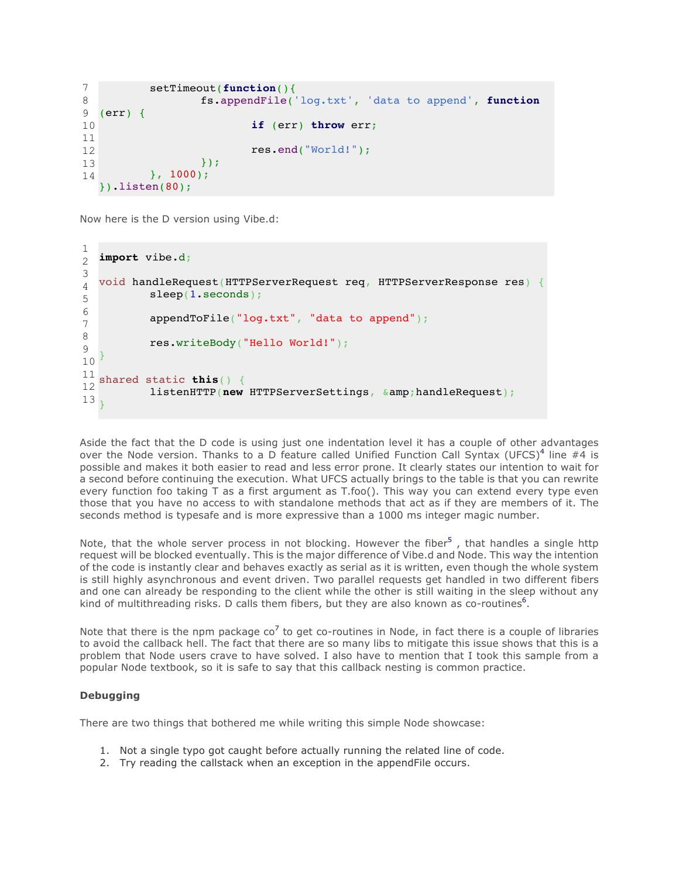```
        setTimeout(function(){
                fs.appendFile('log.txt', 'data to append', function
(err) {
                        if (err) throw err;

                        res.end("World!");
                });
        }, 1000);
}).listen(80);
```

Now here is the D version using Vibe.d:

```
import vibe.d;

void handleRequest(HTTPServerRequest req, HTTPServerResponse res) {
        sleep(1.seconds);

        appendToFile("log.txt", "data to append");

        res.writeBody("Hello World!");
}

shared static this() {
        listenHTTP(new HTTPServerSettings, &amp;handleRequest);
}
```

Aside the fact that the D code is using just one indentation level it has a couple of other advantages over the Node version. Thanks to a D feature called Unified Function Call Syntax (UFCS)[4] line #4 is possible and makes it both easier to read and less error prone. It clearly states our intention to wait for a second before continuing the execution. What UFCS actually brings to the table is that you can rewrite every function foo taking T as a first argument as T.foo(). This way you can extend every type even those that you have no access to with standalone methods that act as if they are members of it. The seconds method is typesafe and is more expressive than a 1000 ms integer magic number.

Note, that the whole server process in not blocking. However the fiber[5] , that handles a single http request will be blocked eventually. This is the major difference of Vibe.d and Node. This way the intention of the code is instantly clear and behaves exactly as serial as it is written, even though the whole system is still highly asynchronous and event driven. Two parallel requests get handled in two different fibers and one can already be responding to the client while the other is still waiting in the sleep without any kind of multithreading risks. D calls them fibers, but they are also known as co-routines[6].

Note that there is the npm package co[7] to get co-routines in Node, in fact there is a couple of libraries to avoid the callback hell. The fact that there are so many libs to mitigate this issue shows that this is a problem that Node users crave to have solved. I also have to mention that I took this sample from a popular Node textbook, so it is safe to say that this callback nesting is common practice.

**Debugging**

There are two things that bothered me while writing this simple Node showcase:

1. Not a single typo got caught before actually running the related line of code.
2. Try reading the callstack when an exception in the appendFile occurs.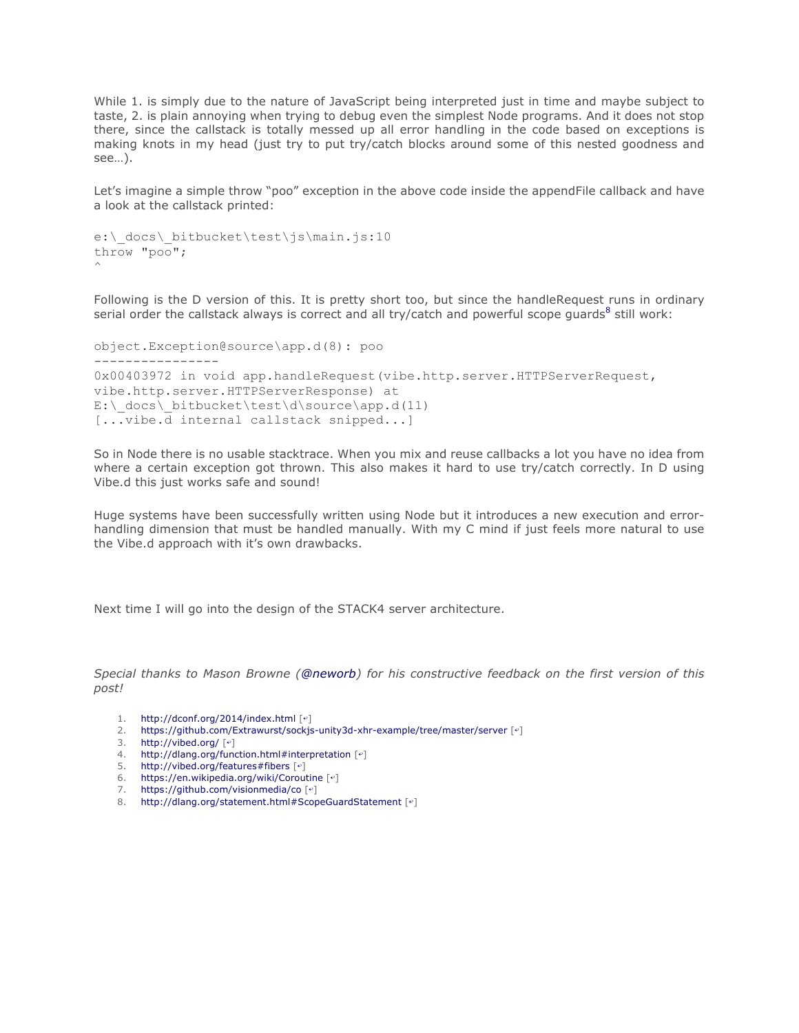While 1. is simply due to the nature of JavaScript being interpreted just in time and maybe subject to taste, 2. is plain annoying when trying to debug even the simplest Node programs. And it does not stop there, since the callstack is totally messed up all error handling in the code based on exceptions is making knots in my head (just try to put try/catch blocks around some of this nested goodness and see…).

Let's imagine a simple throw "poo" exception in the above code inside the appendFile callback and have a look at the callstack printed:

```
e:\_docs\_bitbucket\test\js\main.js:10
throw "poo";
^
```

Following is the D version of this. It is pretty short too, but since the handleRequest runs in ordinary serial order the callstack always is correct and all try/catch and powerful scope guards[8] still work:

```
object.Exception@source\app.d(8): poo
----------------
0x00403972 in void app.handleRequest(vibe.http.server.HTTPServerRequest,
vibe.http.server.HTTPServerResponse) at
E:\_docs\_bitbucket\test\d\source\app.d(11)
[...vibe.d internal callstack snipped...]
```

So in Node there is no usable stacktrace. When you mix and reuse callbacks a lot you have no idea from where a certain exception got thrown. This also makes it hard to use try/catch correctly. In D using Vibe.d this just works safe and sound!

Huge systems have been successfully written using Node but it introduces a new execution and error-handling dimension that must be handled manually. With my C mind if just feels more natural to use the Vibe.d approach with it's own drawbacks.

Next time I will go into the design of the STACK4 server architecture.

*Special thanks to Mason Browne (@neworb) for his constructive feedback on the first version of this post!*

1. http://dconf.org/2014/index.html [↩]
2. https://github.com/Extrawurst/sockjs-unity3d-xhr-example/tree/master/server [↩]
3. http://vibed.org/ [↩]
4. http://dlang.org/function.html#interpretation [↩]
5. http://vibed.org/features#fibers [↩]
6. https://en.wikipedia.org/wiki/Coroutine [↩]
7. https://github.com/visionmedia/co [↩]
8. http://dlang.org/statement.html#ScopeGuardStatement [↩]